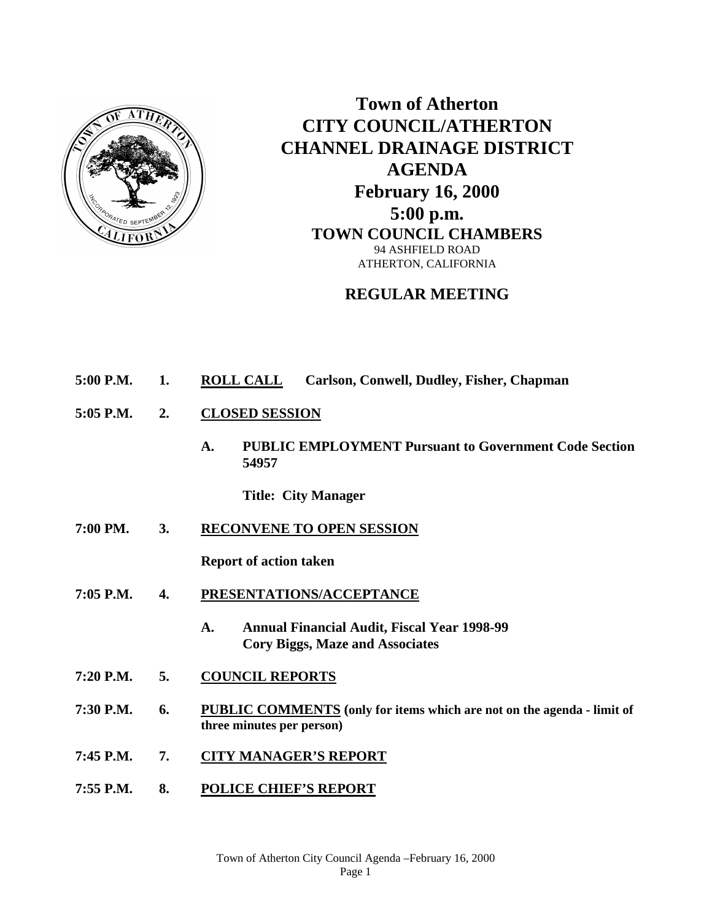# Town of Atherton
# CITY COUNCIL/ATHERTON CHANNEL DRAINAGE DISTRICT
# AGENDA
## February 16, 2000
## 5:00 p.m.
### TOWN COUNCIL CHAMBERS

94 ASHFIELD ROAD
ATHERTON, CALIFORNIA

## REGULAR MEETING

**5:00 P.M. 1. ROLL CALL** **Carlson, Conwell, Dudley, Fisher, Chapman**

**5:05 P.M. 2. CLOSED SESSION**

**A. PUBLIC EMPLOYMENT Pursuant to Government Code Section 54957**

**Title: City Manager**

**7:00 PM. 3. RECONVENE TO OPEN SESSION**

**Report of action taken**

**7:05 P.M. 4. PRESENTATIONS/ACCEPTANCE**

**A. Annual Financial Audit, Fiscal Year 1998-99**
**Cory Biggs, Maze and Associates**

**7:20 P.M. 5. COUNCIL REPORTS**

**7:30 P.M. 6. PUBLIC COMMENTS (only for items which are not on the agenda - limit of three minutes per person)**

**7:45 P.M. 7. CITY MANAGER'S REPORT**

**7:55 P.M. 8. POLICE CHIEF'S REPORT**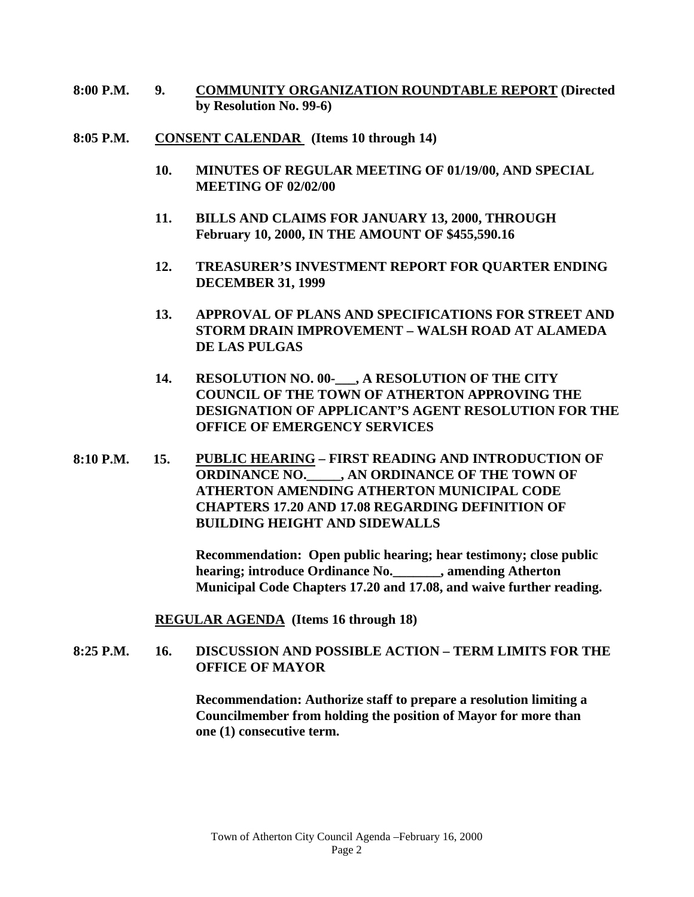**8:00 P.M. 9. <u>COMMUNITY ORGANIZATION ROUNDTABLE REPORT</u> (Directed by Resolution No. 99-6)**

**8:05 P.M. <u>CONSENT CALENDAR</u> (Items 10 through 14)**

**10. MINUTES OF REGULAR MEETING OF 01/19/00, AND SPECIAL MEETING OF 02/02/00**

**11. BILLS AND CLAIMS FOR JANUARY 13, 2000, THROUGH February 10, 2000, IN THE AMOUNT OF $455,590.16**

**12. TREASURER'S INVESTMENT REPORT FOR QUARTER ENDING DECEMBER 31, 1999**

**13. APPROVAL OF PLANS AND SPECIFICATIONS FOR STREET AND STORM DRAIN IMPROVEMENT – WALSH ROAD AT ALAMEDA DE LAS PULGAS**

**14. RESOLUTION NO. 00-___, A RESOLUTION OF THE CITY COUNCIL OF THE TOWN OF ATHERTON APPROVING THE DESIGNATION OF APPLICANT'S AGENT RESOLUTION FOR THE OFFICE OF EMERGENCY SERVICES**

**8:10 P.M. 15. <u>PUBLIC HEARING</u> – FIRST READING AND INTRODUCTION OF ORDINANCE NO._____, AN ORDINANCE OF THE TOWN OF ATHERTON AMENDING ATHERTON MUNICIPAL CODE CHAPTERS 17.20 AND 17.08 REGARDING DEFINITION OF BUILDING HEIGHT AND SIDEWALLS**

**Recommendation: Open public hearing; hear testimony; close public hearing; introduce Ordinance No._______, amending Atherton Municipal Code Chapters 17.20 and 17.08, and waive further reading.**

**<u>REGULAR AGENDA</u> (Items 16 through 18)**

**8:25 P.M. 16. DISCUSSION AND POSSIBLE ACTION – TERM LIMITS FOR THE OFFICE OF MAYOR**

**Recommendation: Authorize staff to prepare a resolution limiting a Councilmember from holding the position of Mayor for more than one (1) consecutive term.**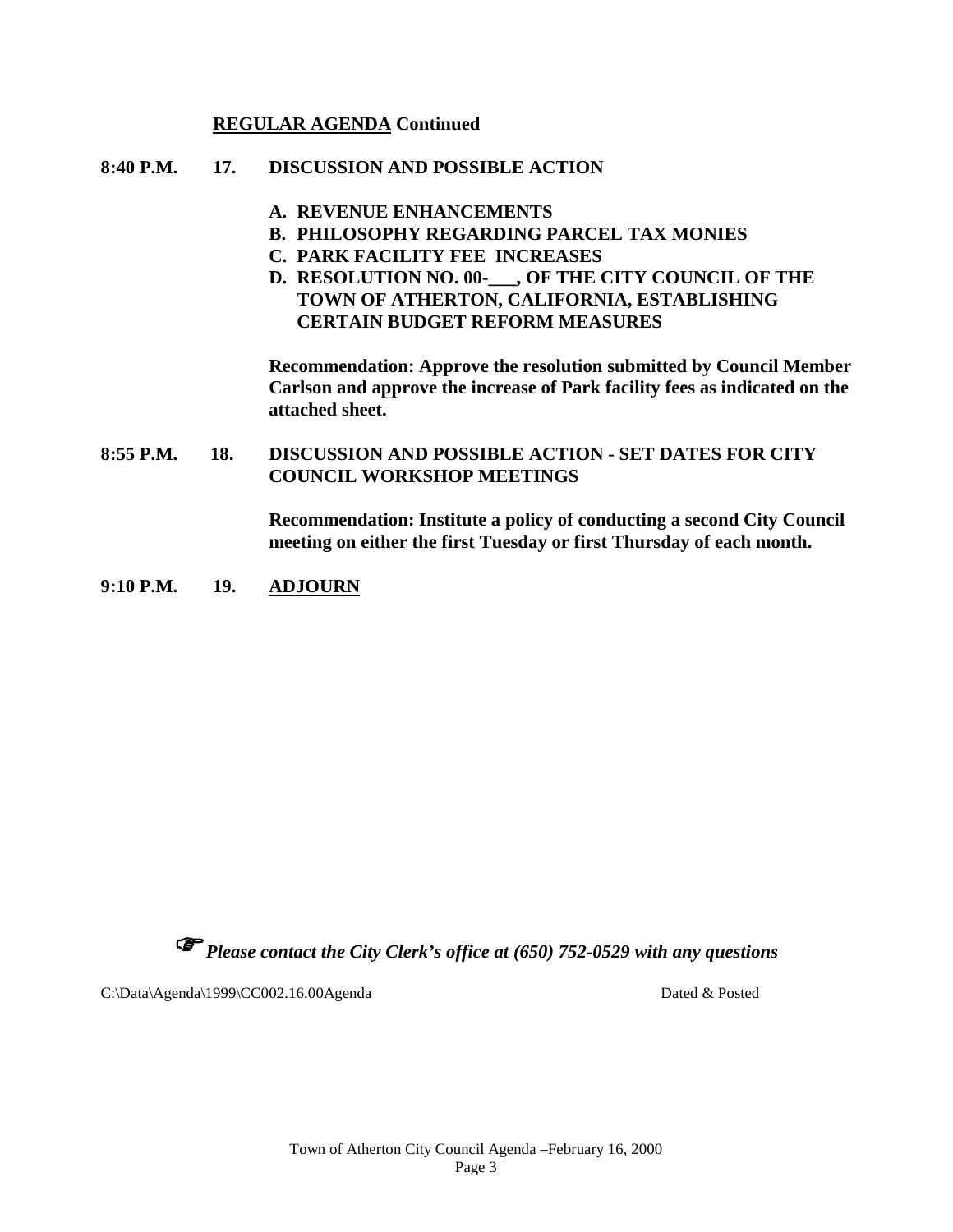**REGULAR AGENDA Continued**

**8:40 P.M. 17. DISCUSSION AND POSSIBLE ACTION**

**A. REVENUE ENHANCEMENTS**
**B. PHILOSOPHY REGARDING PARCEL TAX MONIES**
**C. PARK FACILITY FEE INCREASES**
**D. RESOLUTION NO. 00-___, OF THE CITY COUNCIL OF THE TOWN OF ATHERTON, CALIFORNIA, ESTABLISHING CERTAIN BUDGET REFORM MEASURES**

**Recommendation: Approve the resolution submitted by Council Member Carlson and approve the increase of Park facility fees as indicated on the attached sheet.**

**8:55 P.M. 18. DISCUSSION AND POSSIBLE ACTION - SET DATES FOR CITY COUNCIL WORKSHOP MEETINGS**

**Recommendation: Institute a policy of conducting a second City Council meeting on either the first Tuesday or first Thursday of each month.**

**9:10 P.M. 19. ADJOURN**

☞ ***Please contact the City Clerk's office at (650) 752-0529 with any questions***

C:\Data\Agenda\1999\CC002.16.00Agenda Dated & Posted